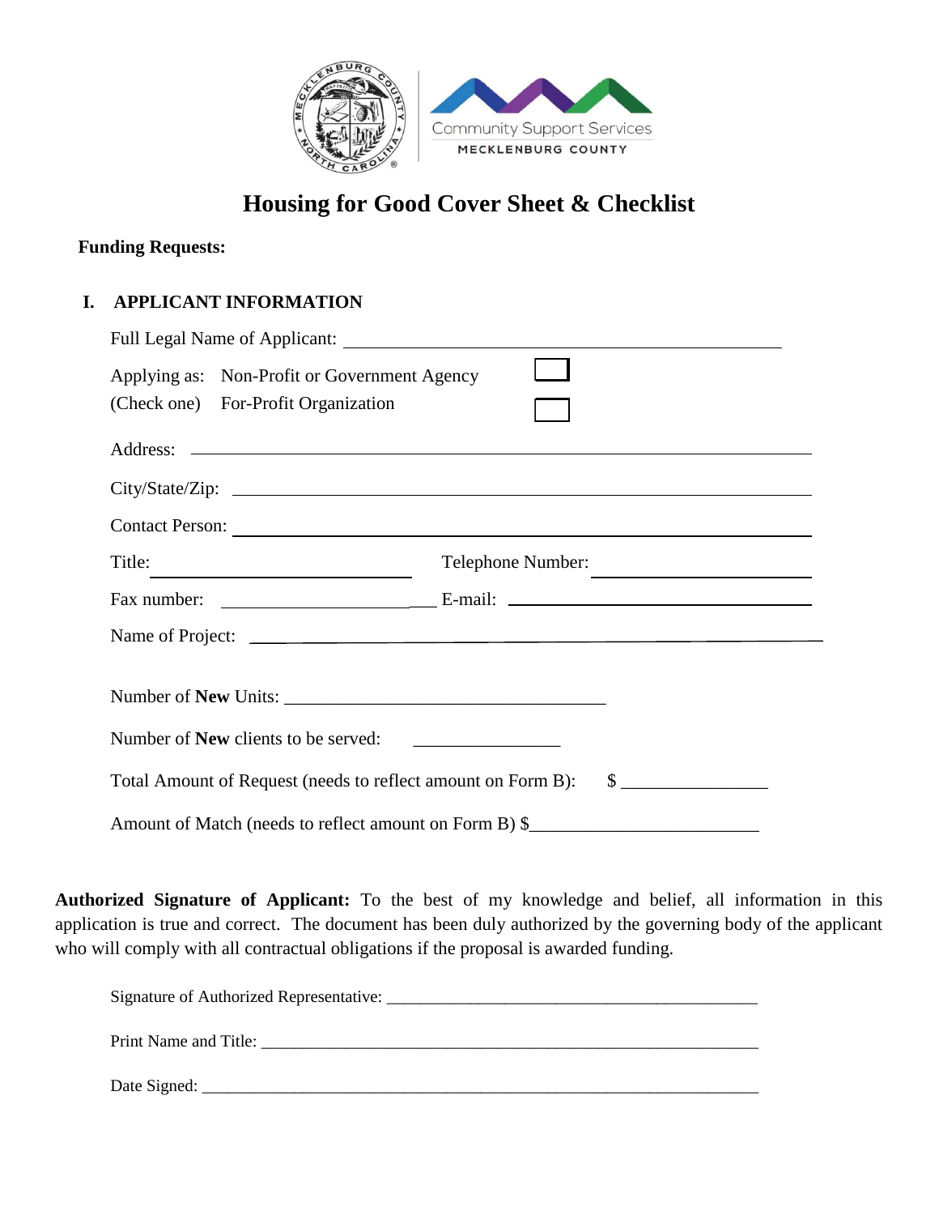Community Support Services
MECKLENBURG COUNTY

# Housing for Good Cover Sheet & Checklist

**Funding Requests:**

## I. APPLICANT INFORMATION

Full Legal Name of Applicant: ______________________________

Applying as: Non-Profit or Government Agency ☐
(Check one) For-Profit Organization ☐

Address: ______________________________

City/State/Zip: ______________________________

Contact Person: ______________________________

Title: ______________________________ Telephone Number: ______________________________

Fax number: ______________________________ E-mail: ______________________________

Name of Project: ______________________________

Number of **New** Units: ______________________________

Number of **New** clients to be served: ______________________________

Total Amount of Request (needs to reflect amount on Form B): $ ______________________________

Amount of Match (needs to reflect amount on Form B) $______________________________

**Authorized Signature of Applicant:** To the best of my knowledge and belief, all information in this application is true and correct. The document has been duly authorized by the governing body of the applicant who will comply with all contractual obligations if the proposal is awarded funding.

Signature of Authorized Representative: ______________________________

Print Name and Title: ______________________________

Date Signed: ______________________________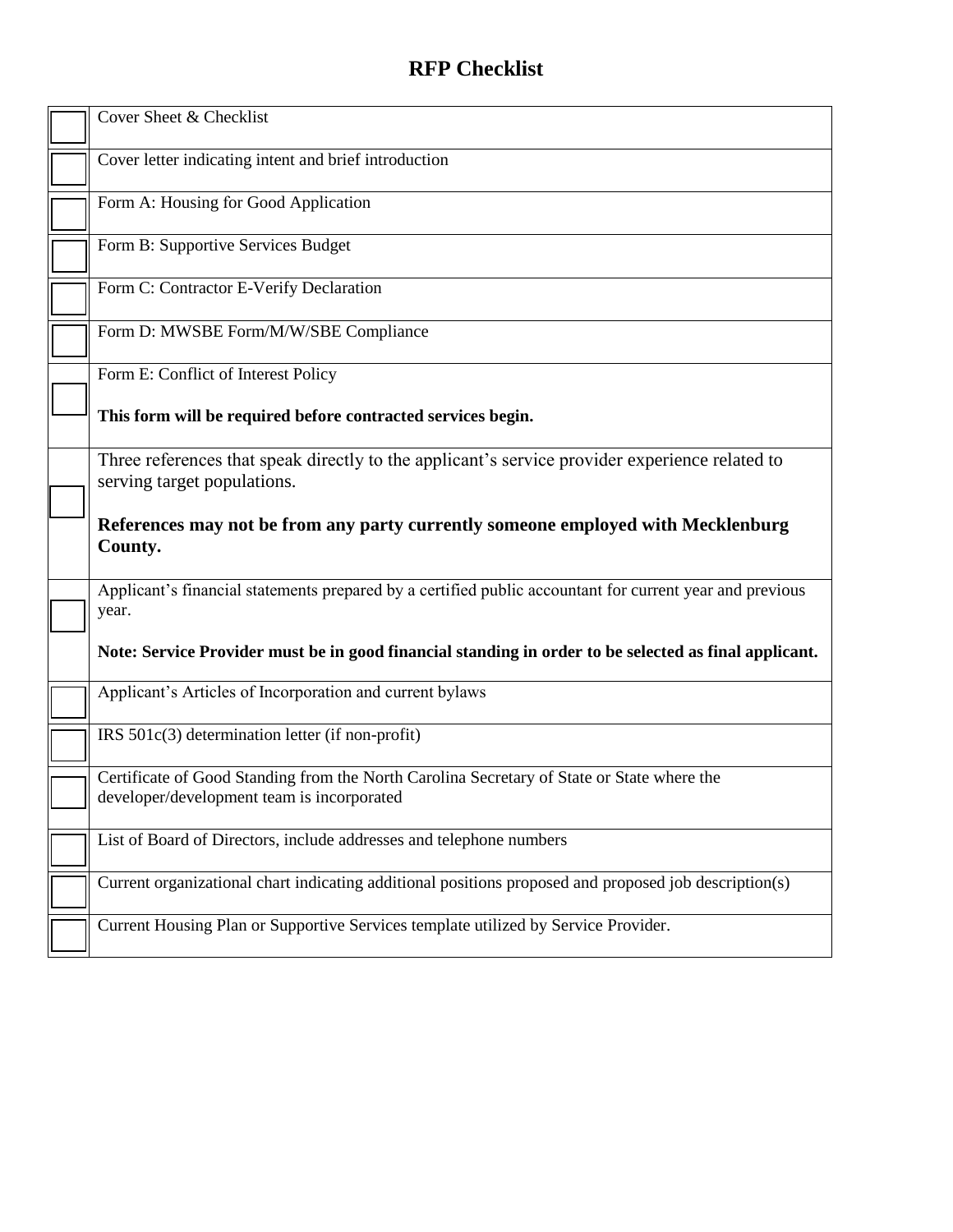# RFP Checklist

| | |
|---|---|
| ☐ | Cover Sheet & Checklist |
| ☐ | Cover letter indicating intent and brief introduction |
| ☐ | Form A: Housing for Good Application |
| ☐ | Form B: Supportive Services Budget |
| ☐ | Form C: Contractor E-Verify Declaration |
| ☐ | Form D: MWSBE Form/M/W/SBE Compliance |
| ☐ | Form E: Conflict of Interest Policy<br><br>**This form will be required before contracted services begin.** |
| ☐ | Three references that speak directly to the applicant's service provider experience related to serving target populations.<br><br>**References may not be from any party currently someone employed with Mecklenburg County.** |
| ☐ | Applicant's financial statements prepared by a certified public accountant for current year and previous year.<br><br>**Note: Service Provider must be in good financial standing in order to be selected as final applicant.** |
| ☐ | Applicant's Articles of Incorporation and current bylaws |
| ☐ | IRS 501c(3) determination letter (if non-profit) |
| ☐ | Certificate of Good Standing from the North Carolina Secretary of State or State where the developer/development team is incorporated |
| ☐ | List of Board of Directors, include addresses and telephone numbers |
| ☐ | Current organizational chart indicating additional positions proposed and proposed job description(s) |
| ☐ | Current Housing Plan or Supportive Services template utilized by Service Provider. |